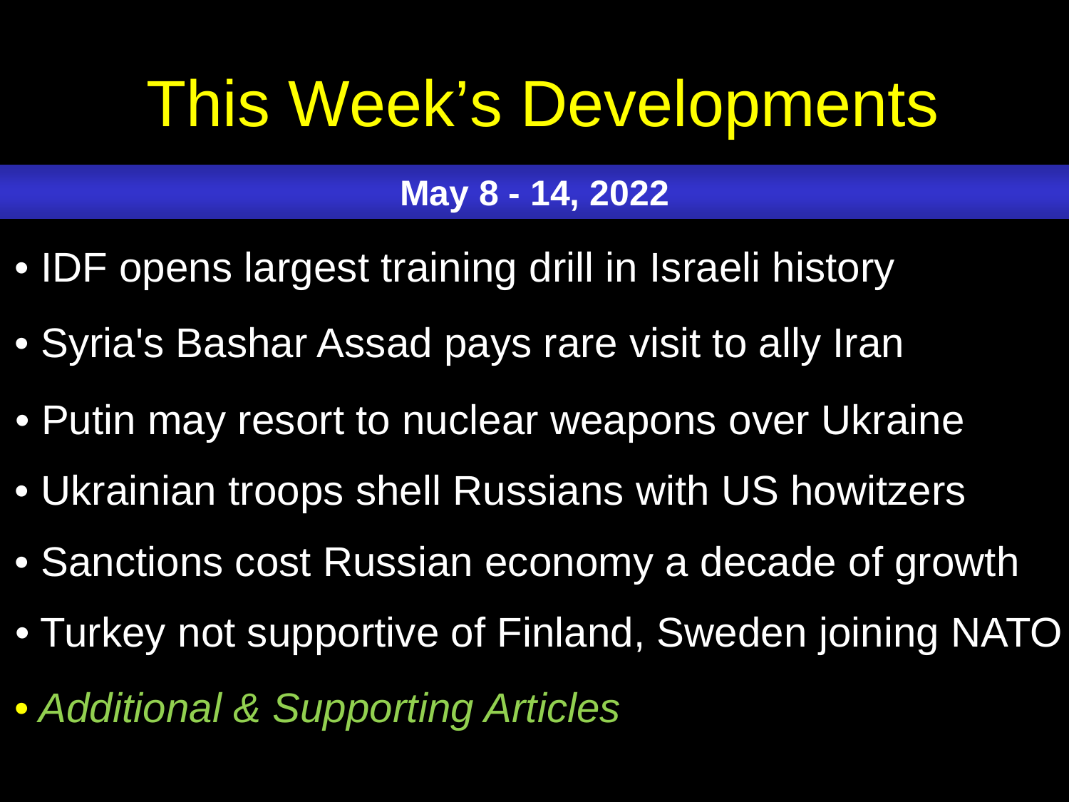# This Week's Developments

**May 8 - 14, 2022**

- IDF opens largest training drill in Israeli history
- Syria's Bashar Assad pays rare visit to ally Iran
- Putin may resort to nuclear weapons over Ukraine
- Ukrainian troops shell Russians with US howitzers
- Sanctions cost Russian economy a decade of growth
- Turkey not supportive of Finland, Sweden joining NATO
- *Additional & Supporting Articles*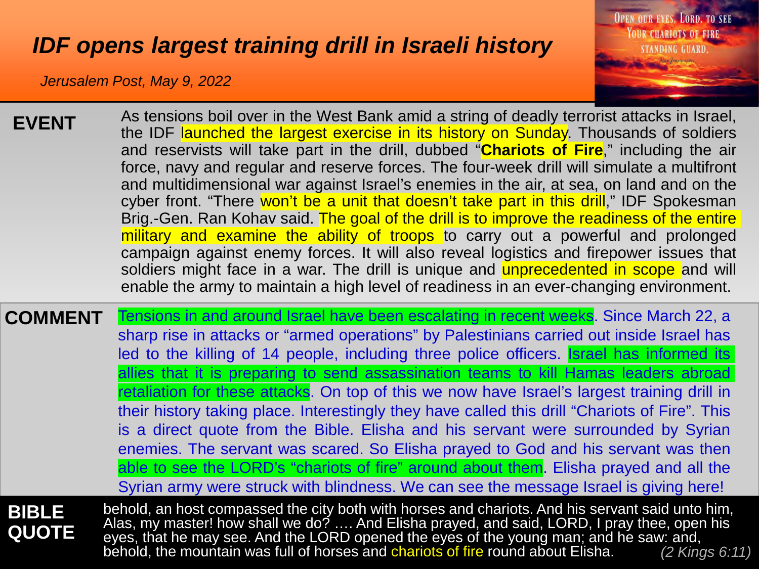# *IDF opens largest training drill in Israeli history*

*Jerusalem Post, May 9, 2022*

OPEN OUR EYES, LORD, TO SEE YOUR CHARIOTS OF FIRE STANDING GUARD.

**EVENT**

As tensions boil over in the West Bank amid a string of deadly terrorist attacks in Israel, the IDF launched the largest exercise in its history on Sunday. Thousands of soldiers and reservists will take part in the drill, dubbed "**Chariots of Fire**," including the air force, navy and regular and reserve forces. The four-week drill will simulate a multifront and multidimensional war against Israel's enemies in the air, at sea, on land and on the cyber front. "There won't be a unit that doesn't take part in this drill," IDF Spokesman Brig.-Gen. Ran Kohav said. The goal of the drill is to improve the readiness of the entire military and examine the ability of troops to carry out a powerful and prolonged campaign against enemy forces. It will also reveal logistics and firepower issues that soldiers might face in a war. The drill is unique and unprecedented in scope and will enable the army to maintain a high level of readiness in an ever-changing environment.

**COMMENT**

Tensions in and around Israel have been escalating in recent weeks. Since March 22, a sharp rise in attacks or "armed operations" by Palestinians carried out inside Israel has led to the killing of 14 people, including three police officers. Israel has informed its allies that it is preparing to send assassination teams to kill Hamas leaders abroad retaliation for these attacks. On top of this we now have Israel's largest training drill in their history taking place. Interestingly they have called this drill "Chariots of Fire". This is a direct quote from the Bible. Elisha and his servant were surrounded by Syrian enemies. The servant was scared. So Elisha prayed to God and his servant was then able to see the LORD's "chariots of fire" around about them. Elisha prayed and all the Syrian army were struck with blindness. We can see the message Israel is giving here!

**BIBLE QUOTE**

behold, an host compassed the city both with horses and chariots. And his servant said unto him, Alas, my master! how shall we do? …. And Elisha prayed, and said, LORD, I pray thee, open his eyes, that he may see. And the LORD opened the eyes of the young man; and he saw: and, behold, the mountain was full of horses and chariots of fire round about Elisha. *(2 Kings 6:11)*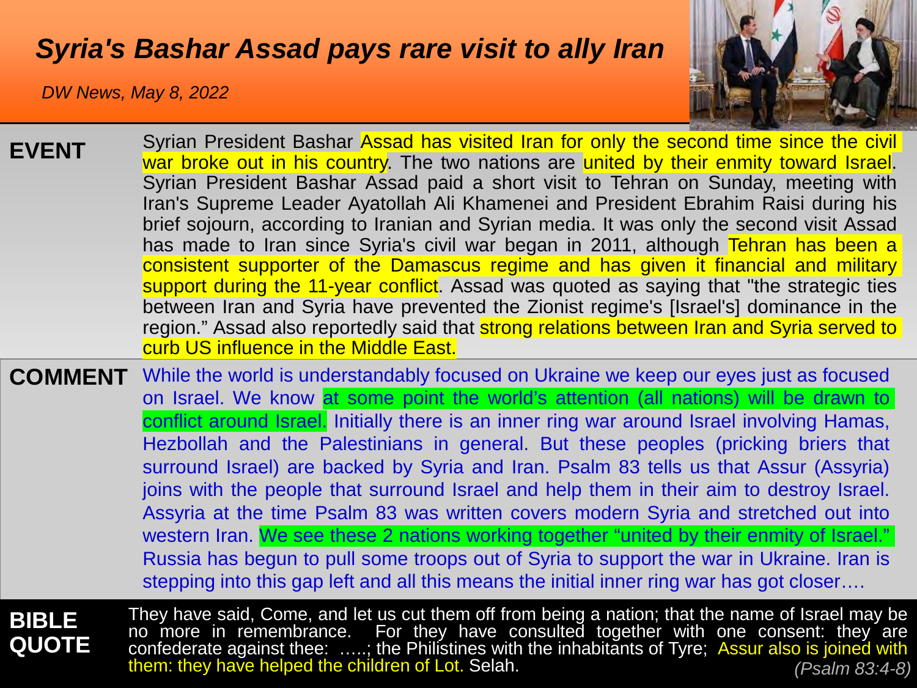# *Syria's Bashar Assad pays rare visit to ally Iran*

*DW News, May 8, 2022*

**EVENT**

Syrian President Bashar Assad has visited Iran for only the second time since the civil war broke out in his country. The two nations are united by their enmity toward Israel. Syrian President Bashar Assad paid a short visit to Tehran on Sunday, meeting with Iran's Supreme Leader Ayatollah Ali Khamenei and President Ebrahim Raisi during his brief sojourn, according to Iranian and Syrian media. It was only the second visit Assad has made to Iran since Syria's civil war began in 2011, although Tehran has been a consistent supporter of the Damascus regime and has given it financial and military support during the 11-year conflict. Assad was quoted as saying that "the strategic ties between Iran and Syria have prevented the Zionist regime's [Israel's] dominance in the region." Assad also reportedly said that strong relations between Iran and Syria served to curb US influence in the Middle East.

**COMMENT**

While the world is understandably focused on Ukraine we keep our eyes just as focused on Israel. We know at some point the world's attention (all nations) will be drawn to conflict around Israel. Initially there is an inner ring war around Israel involving Hamas, Hezbollah and the Palestinians in general. But these peoples (pricking briers that surround Israel) are backed by Syria and Iran. Psalm 83 tells us that Assur (Assyria) joins with the people that surround Israel and help them in their aim to destroy Israel. Assyria at the time Psalm 83 was written covers modern Syria and stretched out into western Iran. We see these 2 nations working together "united by their enmity of Israel." Russia has begun to pull some troops out of Syria to support the war in Ukraine. Iran is stepping into this gap left and all this means the initial inner ring war has got closer….

**BIBLE QUOTE**

They have said, Come, and let us cut them off from being a nation; that the name of Israel may be no more in remembrance. For they have consulted together with one consent: they are confederate against thee: …..; the Philistines with the inhabitants of Tyre; Assur also is joined with them: they have helped the children of Lot. Selah.

*(Psalm 83:4-8)*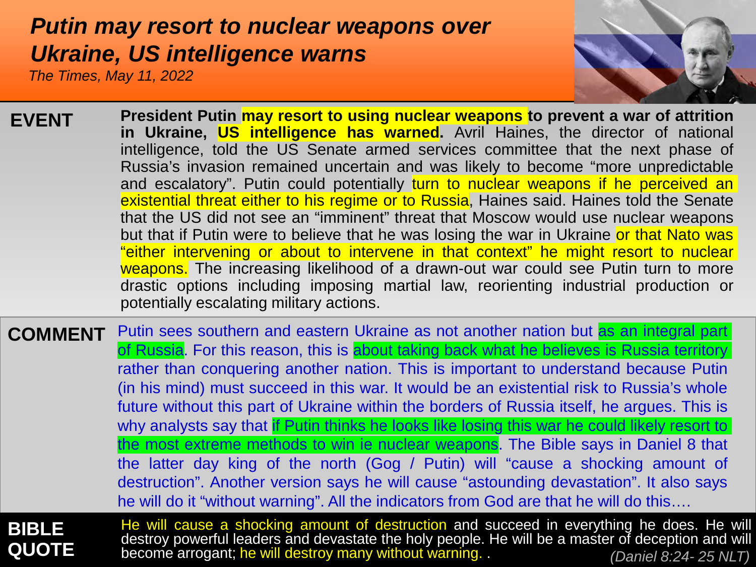# *Putin may resort to nuclear weapons over Ukraine, US intelligence warns*

*The Times, May 11, 2022*

**EVENT**

**President Putin may resort to using nuclear weapons to prevent a war of attrition in Ukraine, US intelligence has warned.** Avril Haines, the director of national intelligence, told the US Senate armed services committee that the next phase of Russia's invasion remained uncertain and was likely to become "more unpredictable and escalatory". Putin could potentially turn to nuclear weapons if he perceived an existential threat either to his regime or to Russia, Haines said. Haines told the Senate that the US did not see an "imminent" threat that Moscow would use nuclear weapons but that if Putin were to believe that he was losing the war in Ukraine or that Nato was "either intervening or about to intervene in that context" he might resort to nuclear weapons. The increasing likelihood of a drawn-out war could see Putin turn to more drastic options including imposing martial law, reorienting industrial production or potentially escalating military actions.

**COMMENT**

Putin sees southern and eastern Ukraine as not another nation but as an integral part of Russia. For this reason, this is about taking back what he believes is Russia territory rather than conquering another nation. This is important to understand because Putin (in his mind) must succeed in this war. It would be an existential risk to Russia's whole future without this part of Ukraine within the borders of Russia itself, he argues. This is why analysts say that if Putin thinks he looks like losing this war he could likely resort to the most extreme methods to win ie nuclear weapons. The Bible says in Daniel 8 that the latter day king of the north (Gog / Putin) will "cause a shocking amount of destruction". Another version says he will cause "astounding devastation". It also says he will do it "without warning". All the indicators from God are that he will do this….

**BIBLE QUOTE**

He will cause a shocking amount of destruction and succeed in everything he does. He will destroy powerful leaders and devastate the holy people. He will be a master of deception and will become arrogant; he will destroy many without warning. .

*(Daniel 8:24- 25 NLT)*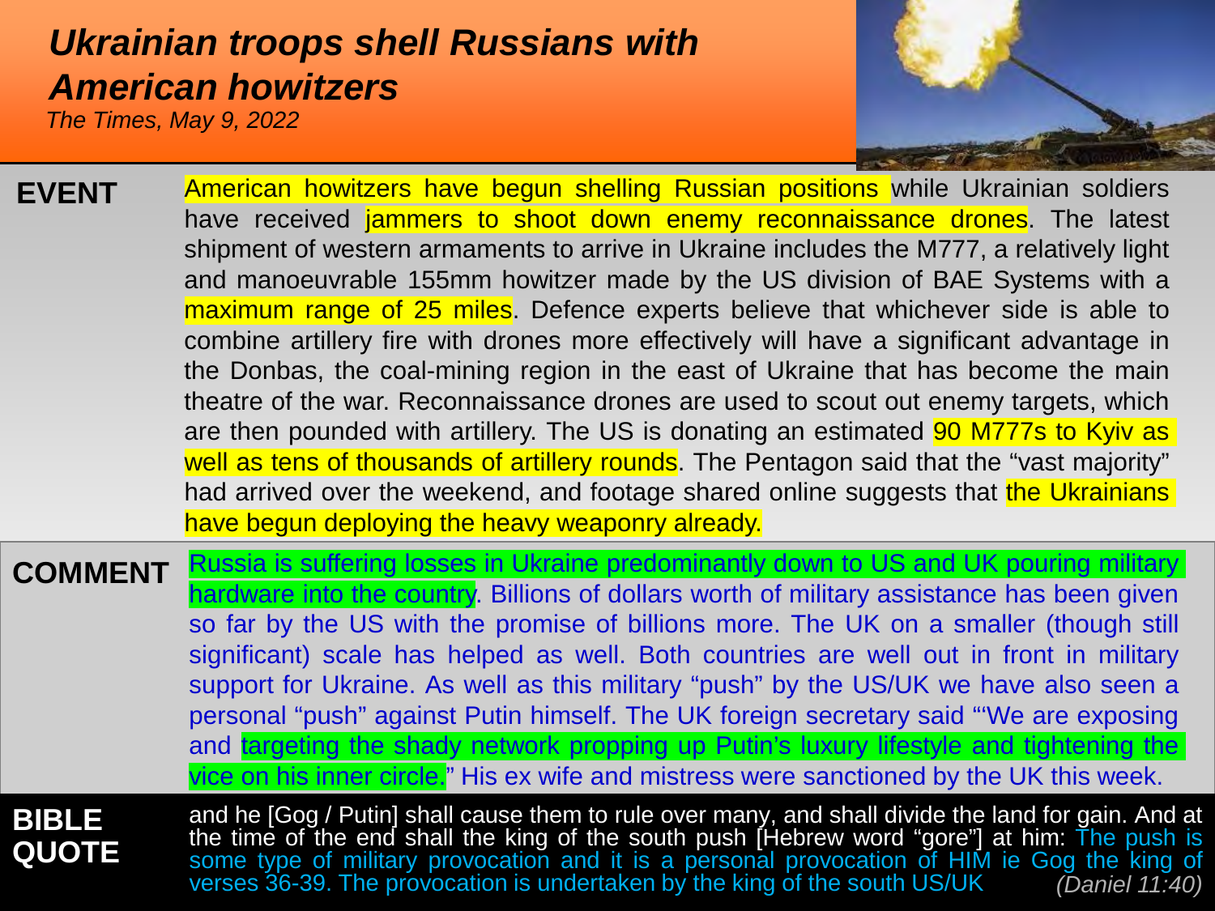# *Ukrainian troops shell Russians with American howitzers*

*The Times, May 9, 2022*

**EVENT**

American howitzers have begun shelling Russian positions while Ukrainian soldiers have received jammers to shoot down enemy reconnaissance drones. The latest shipment of western armaments to arrive in Ukraine includes the M777, a relatively light and manoeuvrable 155mm howitzer made by the US division of BAE Systems with a maximum range of 25 miles. Defence experts believe that whichever side is able to combine artillery fire with drones more effectively will have a significant advantage in the Donbas, the coal-mining region in the east of Ukraine that has become the main theatre of the war. Reconnaissance drones are used to scout out enemy targets, which are then pounded with artillery. The US is donating an estimated 90 M777s to Kyiv as well as tens of thousands of artillery rounds. The Pentagon said that the "vast majority" had arrived over the weekend, and footage shared online suggests that the Ukrainians have begun deploying the heavy weaponry already.

**COMMENT**

Russia is suffering losses in Ukraine predominantly down to US and UK pouring military hardware into the country. Billions of dollars worth of military assistance has been given so far by the US with the promise of billions more. The UK on a smaller (though still significant) scale has helped as well. Both countries are well out in front in military support for Ukraine. As well as this military "push" by the US/UK we have also seen a personal "push" against Putin himself. The UK foreign secretary said "'We are exposing and targeting the shady network propping up Putin's luxury lifestyle and tightening the vice on his inner circle." His ex wife and mistress were sanctioned by the UK this week.

**BIBLE QUOTE**

and he [Gog / Putin] shall cause them to rule over many, and shall divide the land for gain. And at the time of the end shall the king of the south push [Hebrew word "gore"] at him: The push is some type of military provocation and it is a personal provocation of HIM ie Gog the king of verses 36-39. The provocation is undertaken by the king of the south US/UK *(Daniel 11:40)*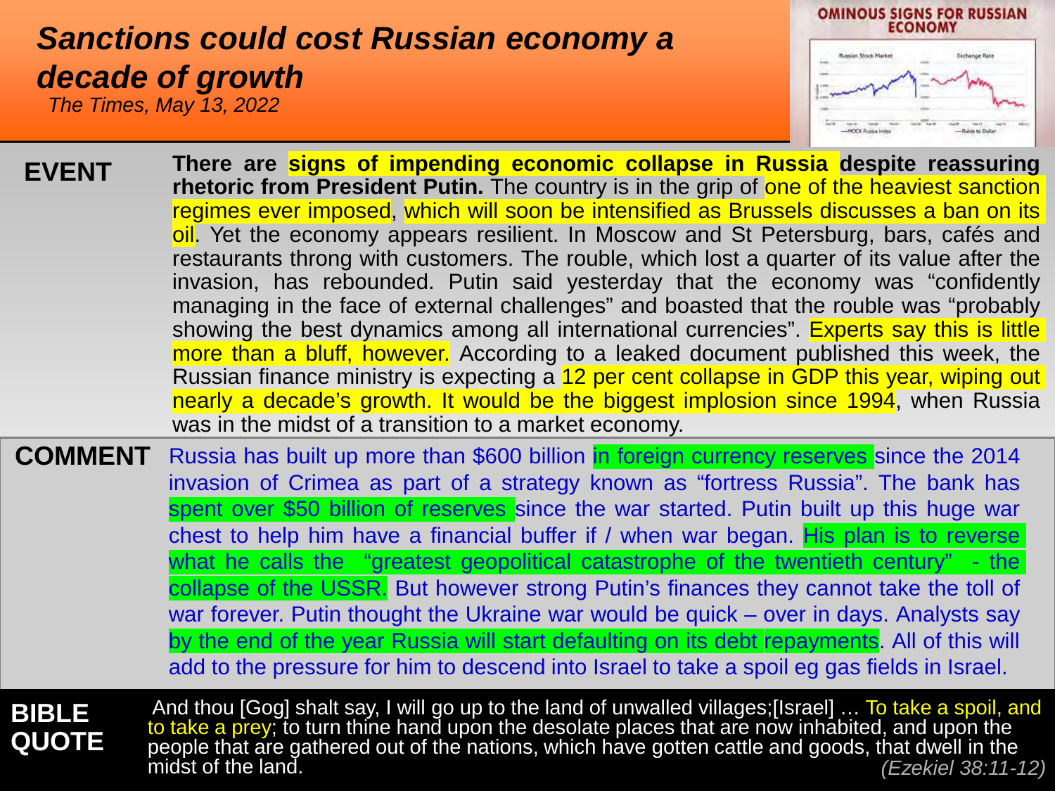# *Sanctions could cost Russian economy a decade of growth*

*The Times, May 13, 2022*

**EVENT**

**There are signs of impending economic collapse in Russia despite reassuring rhetoric from President Putin.** The country is in the grip of one of the heaviest sanction regimes ever imposed, which will soon be intensified as Brussels discusses a ban on its oil. Yet the economy appears resilient. In Moscow and St Petersburg, bars, cafés and restaurants throng with customers. The rouble, which lost a quarter of its value after the invasion, has rebounded. Putin said yesterday that the economy was "confidently managing in the face of external challenges" and boasted that the rouble was "probably showing the best dynamics among all international currencies". Experts say this is little more than a bluff, however. According to a leaked document published this week, the Russian finance ministry is expecting a 12 per cent collapse in GDP this year, wiping out nearly a decade's growth. It would be the biggest implosion since 1994, when Russia was in the midst of a transition to a market economy.

**COMMENT**

Russia has built up more than $600 billion in foreign currency reserves since the 2014 invasion of Crimea as part of a strategy known as "fortress Russia". The bank has spent over $50 billion of reserves since the war started. Putin built up this huge war chest to help him have a financial buffer if / when war began. His plan is to reverse what he calls the "greatest geopolitical catastrophe of the twentieth century" - the collapse of the USSR. But however strong Putin's finances they cannot take the toll of war forever. Putin thought the Ukraine war would be quick – over in days. Analysts say by the end of the year Russia will start defaulting on its debt repayments. All of this will add to the pressure for him to descend into Israel to take a spoil eg gas fields in Israel.

**BIBLE QUOTE**

And thou [Gog] shalt say, I will go up to the land of unwalled villages;[Israel] … To take a spoil, and to take a prey; to turn thine hand upon the desolate places that are now inhabited, and upon the people that are gathered out of the nations, which have gotten cattle and goods, that dwell in the midst of the land. *(Ezekiel 38:11-12)*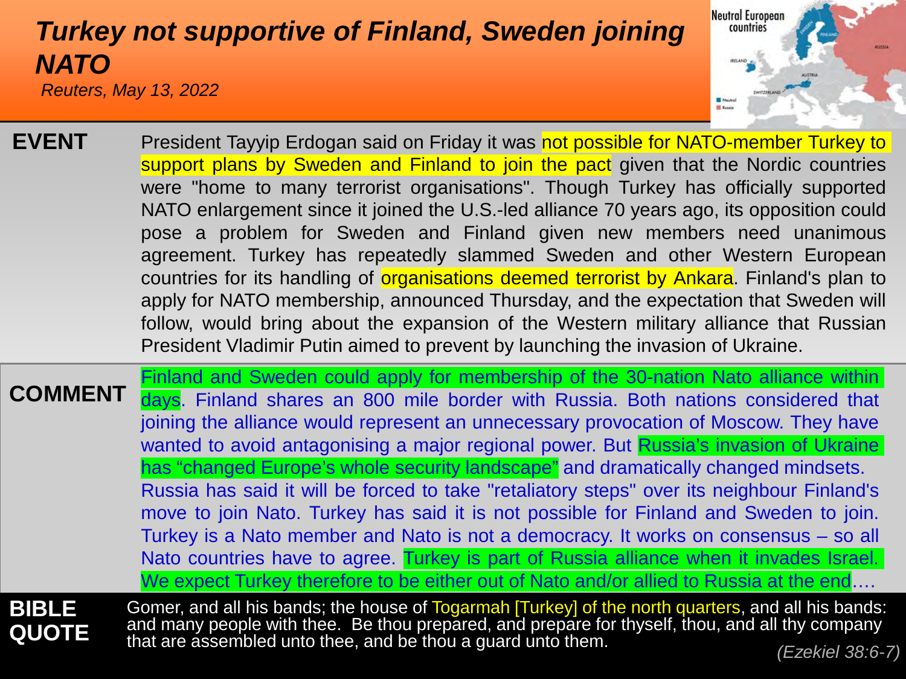# Turkey not supportive of Finland, Sweden joining NATO

*Reuters, May 13, 2022*

**EVENT**

President Tayyip Erdogan said on Friday it was not possible for NATO-member Turkey to support plans by Sweden and Finland to join the pact given that the Nordic countries were "home to many terrorist organisations". Though Turkey has officially supported NATO enlargement since it joined the U.S.-led alliance 70 years ago, its opposition could pose a problem for Sweden and Finland given new members need unanimous agreement. Turkey has repeatedly slammed Sweden and other Western European countries for its handling of organisations deemed terrorist by Ankara. Finland's plan to apply for NATO membership, announced Thursday, and the expectation that Sweden will follow, would bring about the expansion of the Western military alliance that Russian President Vladimir Putin aimed to prevent by launching the invasion of Ukraine.

**COMMENT**

Finland and Sweden could apply for membership of the 30-nation Nato alliance within days. Finland shares an 800 mile border with Russia. Both nations considered that joining the alliance would represent an unnecessary provocation of Moscow. They have wanted to avoid antagonising a major regional power. But Russia's invasion of Ukraine has "changed Europe's whole security landscape" and dramatically changed mindsets. Russia has said it will be forced to take "retaliatory steps" over its neighbour Finland's move to join Nato. Turkey has said it is not possible for Finland and Sweden to join. Turkey is a Nato member and Nato is not a democracy. It works on consensus – so all Nato countries have to agree. Turkey is part of Russia alliance when it invades Israel. We expect Turkey therefore to be either out of Nato and/or allied to Russia at the end….

**BIBLE QUOTE**

Gomer, and all his bands; the house of Togarmah [Turkey] of the north quarters, and all his bands: and many people with thee. Be thou prepared, and prepare for thyself, thou, and all thy company that are assembled unto thee, and be thou a guard unto them.

*(Ezekiel 38:6-7)*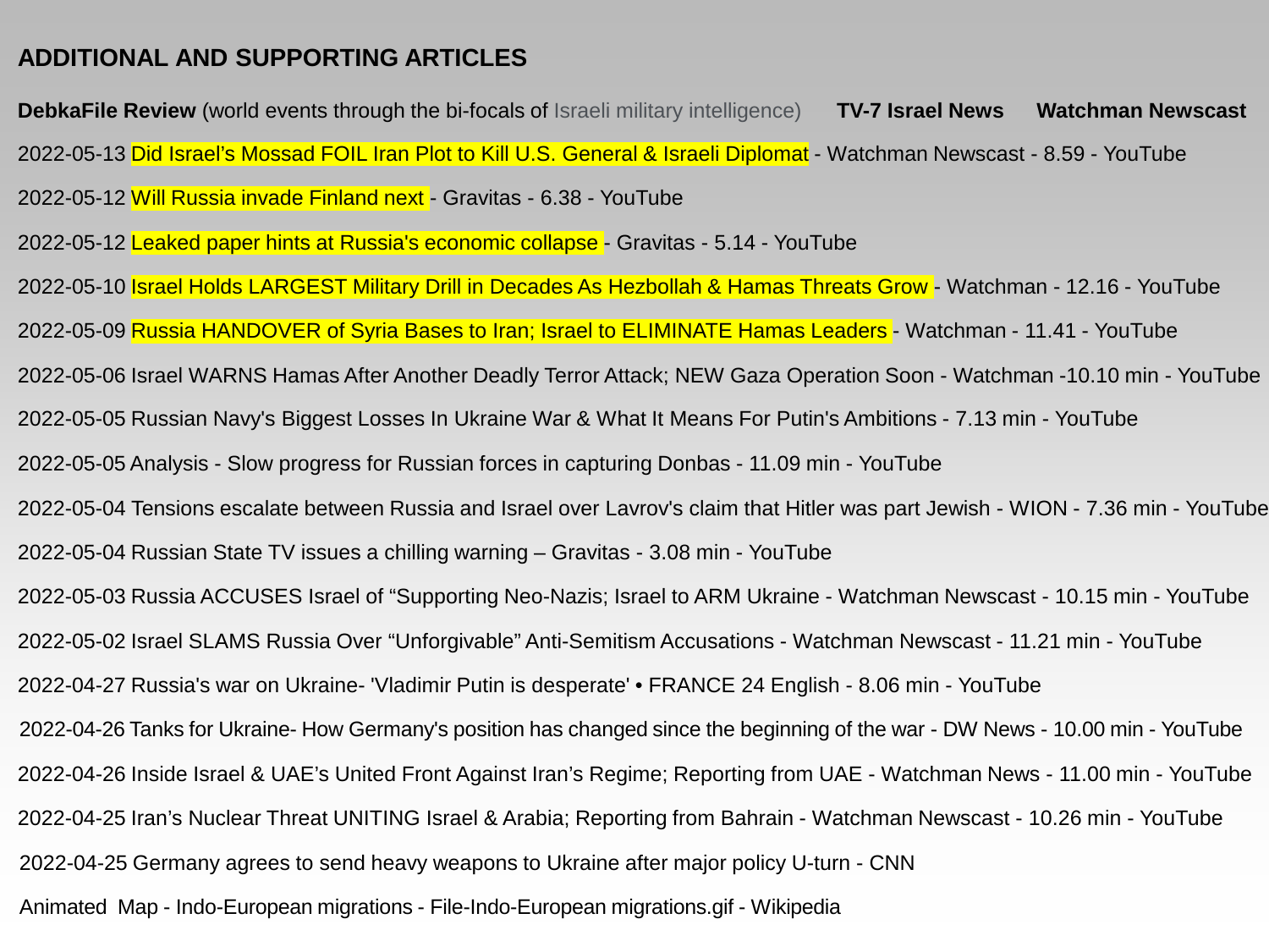## ADDITIONAL AND SUPPORTING ARTICLES

**DebkaFile Review** (world events through the bi-focals of Israeli military intelligence) **TV-7 Israel News** **Watchman Newscast**

2022-05-13 Did Israel's Mossad FOIL Iran Plot to Kill U.S. General & Israeli Diplomat - Watchman Newscast - 8.59 - YouTube

2022-05-12 Will Russia invade Finland next - Gravitas - 6.38 - YouTube

2022-05-12 Leaked paper hints at Russia's economic collapse - Gravitas - 5.14 - YouTube

2022-05-10 Israel Holds LARGEST Military Drill in Decades As Hezbollah & Hamas Threats Grow - Watchman - 12.16 - YouTube

2022-05-09 Russia HANDOVER of Syria Bases to Iran; Israel to ELIMINATE Hamas Leaders - Watchman - 11.41 - YouTube

2022-05-06 Israel WARNS Hamas After Another Deadly Terror Attack; NEW Gaza Operation Soon - Watchman -10.10 min - YouTube

2022-05-05 Russian Navy's Biggest Losses In Ukraine War & What It Means For Putin's Ambitions - 7.13 min - YouTube

2022-05-05 Analysis - Slow progress for Russian forces in capturing Donbas - 11.09 min - YouTube

2022-05-04 Tensions escalate between Russia and Israel over Lavrov's claim that Hitler was part Jewish - WION - 7.36 min - YouTube

2022-05-04 Russian State TV issues a chilling warning – Gravitas - 3.08 min - YouTube

2022-05-03 Russia ACCUSES Israel of "Supporting Neo-Nazis; Israel to ARM Ukraine - Watchman Newscast - 10.15 min - YouTube

2022-05-02 Israel SLAMS Russia Over "Unforgivable" Anti-Semitism Accusations - Watchman Newscast - 11.21 min - YouTube

2022-04-27 Russia's war on Ukraine- 'Vladimir Putin is desperate' • FRANCE 24 English - 8.06 min - YouTube

2022-04-26 Tanks for Ukraine- How Germany's position has changed since the beginning of the war - DW News - 10.00 min - YouTube

2022-04-26 Inside Israel & UAE's United Front Against Iran's Regime; Reporting from UAE - Watchman News - 11.00 min - YouTube

2022-04-25 Iran's Nuclear Threat UNITING Israel & Arabia; Reporting from Bahrain - Watchman Newscast - 10.26 min - YouTube

2022-04-25 Germany agrees to send heavy weapons to Ukraine after major policy U-turn - CNN

Animated Map - Indo-European migrations - File-Indo-European migrations.gif - Wikipedia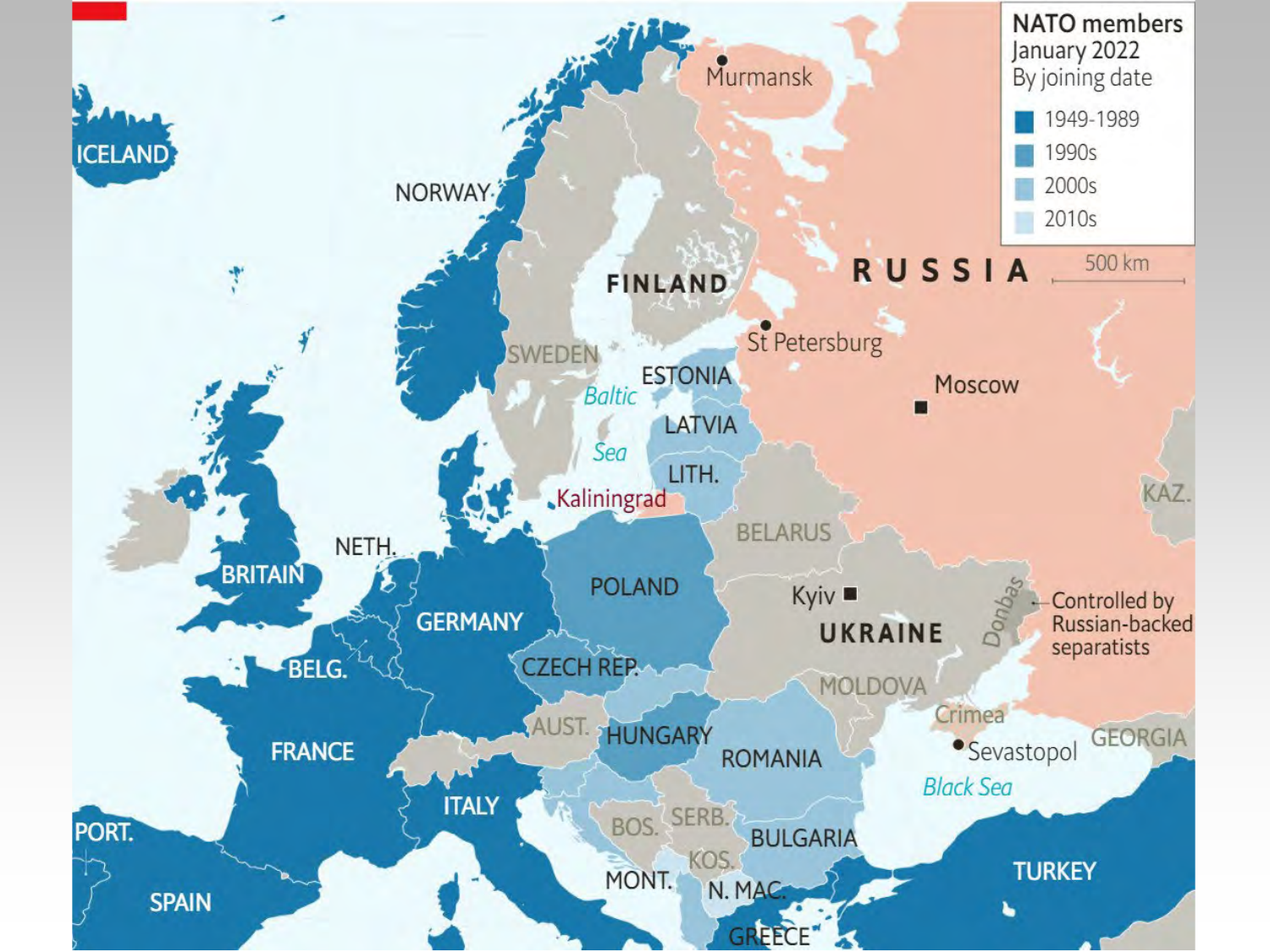**NATO members**
January 2022
By joining date

- 1949-1989
- 1990s
- 2000s
- 2010s

500 km

ICELAND, NORWAY, FINLAND, SWEDEN, RUSSIA, Murmansk, St Petersburg, Moscow, ESTONIA, LATVIA, LITH., Baltic Sea, Kaliningrad, BELARUS, KAZ., POLAND, BRITAIN, NETH., GERMANY, BELG., CZECH REP., Kyiv, UKRAINE, Donbas, Controlled by Russian-backed separatists, MOLDOVA, Crimea, Sevastopol, GEORGIA, AUST., HUNGARY, ROMANIA, FRANCE, Black Sea, ITALY, BOS., SERB., BULGARIA, KOS., PORT., MONT., N. MAC., TURKEY, SPAIN, GREECE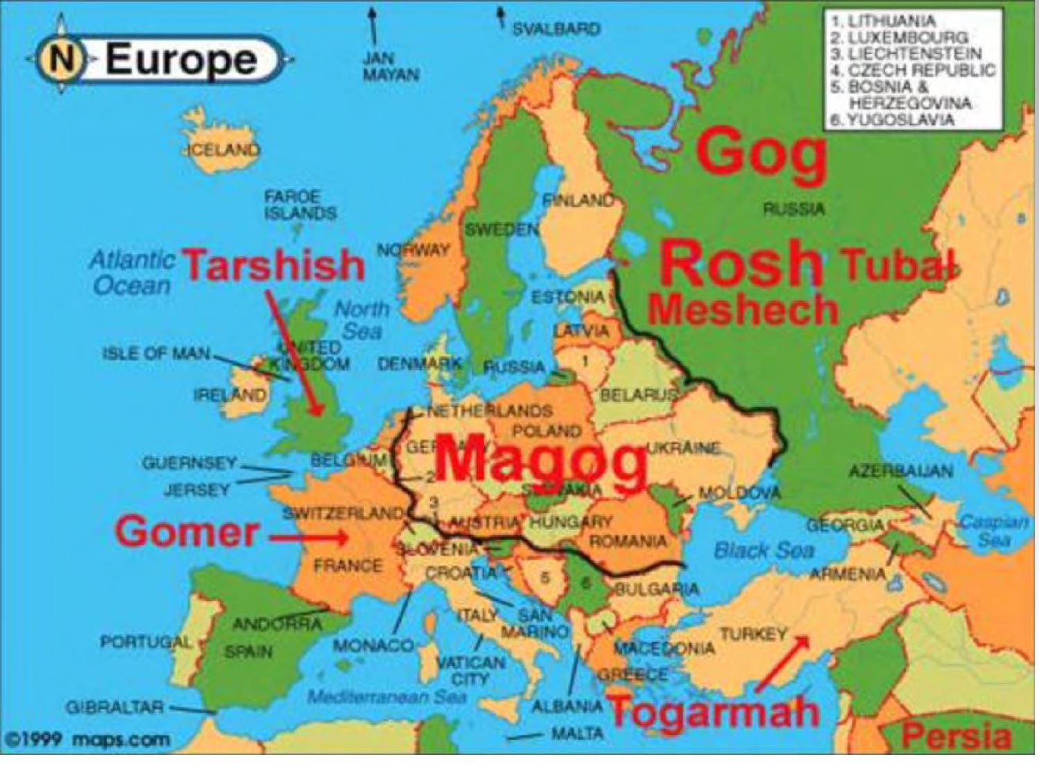# Europe

1. LITHUANIA
2. LUXEMBOURG
3. LIECHTENSTEIN
4. CZECH REPUBLIC
5. BOSNIA & HERZEGOVINA
6. YUGOSLAVIA

JAN MAYAN

SVALBARD

Gog

Rosh

Tubal

Meshech

RUSSIA

ICELAND

FAROE ISLANDS

Atlantic Ocean

Tarshish

NORWAY

SWEDEN

FINLAND

North Sea

ESTONIA

LATVIA

ISLE OF MAN

UNITED KINGDOM

DENMARK

RUSSIA

IRELAND

NETHERLANDS

BELARUS

POLAND

GERMANY

Magog

UKRAINE

GUERNSEY

JERSEY

BELGIUM

SLOVAKIA

MOLDOVA

AZERBAIJAN

SWITZERLAND

AUSTRIA

HUNGARY

ROMANIA

Gomer

SLOVENIA

GEORGIA

Caspian Sea

FRANCE

CROATIA

Black Sea

ARMENIA

BULGARIA

ANDORRA

ITALY

SAN MARINO

TURKEY

PORTUGAL

SPAIN

MONACO

MACEDONIA

VATICAN CITY

GREECE

Mediterranean Sea

GIBRALTAR

ALBANIA

Togarmah

MALTA

Persia

©1999 maps.com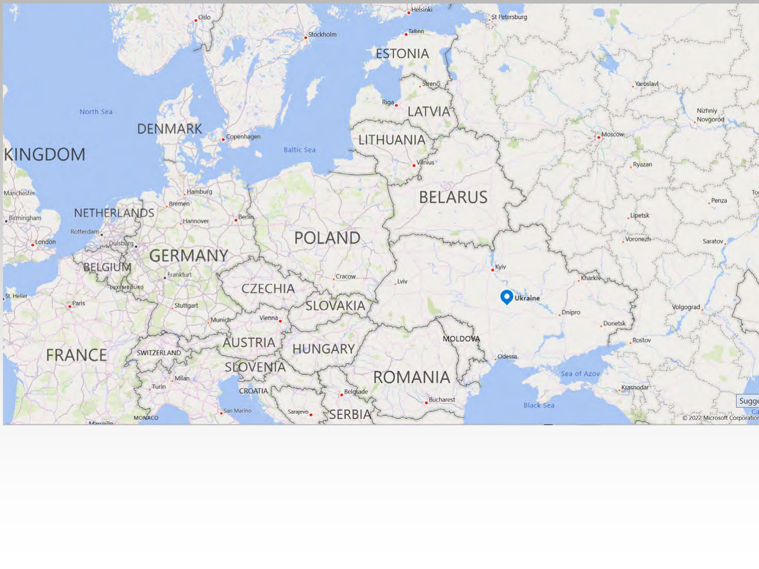North Sea
Baltic Sea
Black Sea
Sea of Azov

KINGDOM
DENMARK
NETHERLANDS
BELGIUM
LUXEMBOURG
GERMANY
FRANCE
SWITZERLAND
MONACO
CZECHIA
AUSTRIA
SLOVENIA
CROATIA
SLOVAKIA
HUNGARY
POLAND
ESTONIA
LATVIA
LITHUANIA
BELARUS
MOLDOVA
ROMANIA
SERBIA

Ukraine

Oslo
Stockholm
Helsinki
St Petersburg
Tallinn
Strenči
Riga
Vilnius
Copenhagen
Hamburg
Bremen
Hannover
Berlin
Manchester
Birmingham
London
Rotterdam
Duisburg
Frankfurt
Stuttgart
Munich
Paris
St. Helier
Milan
Turin
Marseille
San Marino
Vienna
Cracow
Lviv
Kyiv
Kharkiv
Dnipro
Donetsk
Odessa
Sarajevo
Belgrade
Bucharest
Moscow
Yaroslavl
Nizhniy Novgorod
Ryazan
Penza
Lipetsk
Voronezh
Saratov
Volgograd
Rostov
Krasnodar

© 2022 Microsoft Corporation